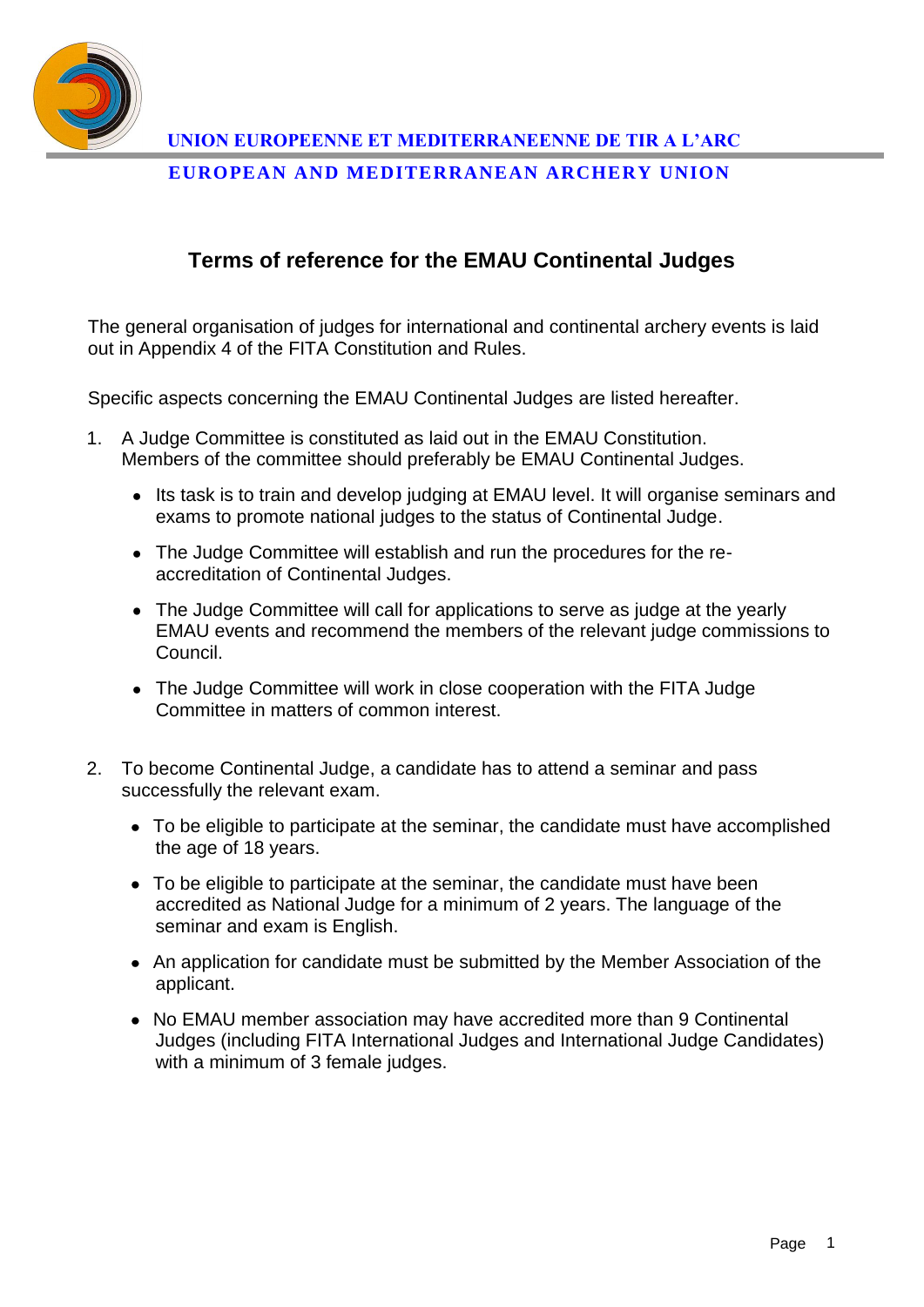UNION EUROPEENNE ET MEDITERRANEENNE DE TIR A L'ARC

EUROPEAN AND MEDITERRANEAN ARCHERY UNION

# Terms of reference for the EMAU Continental Judges

The general organisation of judges for international and continental archery events is laid out in Appendix 4 of the FITA Constitution and Rules.

Specific aspects concerning the EMAU Continental Judges are listed hereafter.

1. A Judge Committee is constituted as laid out in the EMAU Constitution. Members of the committee should preferably be EMAU Continental Judges.
   - Its task is to train and develop judging at EMAU level. It will organise seminars and exams to promote national judges to the status of Continental Judge.
   - The Judge Committee will establish and run the procedures for the re-accreditation of Continental Judges.
   - The Judge Committee will call for applications to serve as judge at the yearly EMAU events and recommend the members of the relevant judge commissions to Council.
   - The Judge Committee will work in close cooperation with the FITA Judge Committee in matters of common interest.

2. To become Continental Judge, a candidate has to attend a seminar and pass successfully the relevant exam.
   - To be eligible to participate at the seminar, the candidate must have accomplished the age of 18 years.
   - To be eligible to participate at the seminar, the candidate must have been accredited as National Judge for a minimum of 2 years. The language of the seminar and exam is English.
   - An application for candidate must be submitted by the Member Association of the applicant.
   - No EMAU member association may have accredited more than 9 Continental Judges (including FITA International Judges and International Judge Candidates) with a minimum of 3 female judges.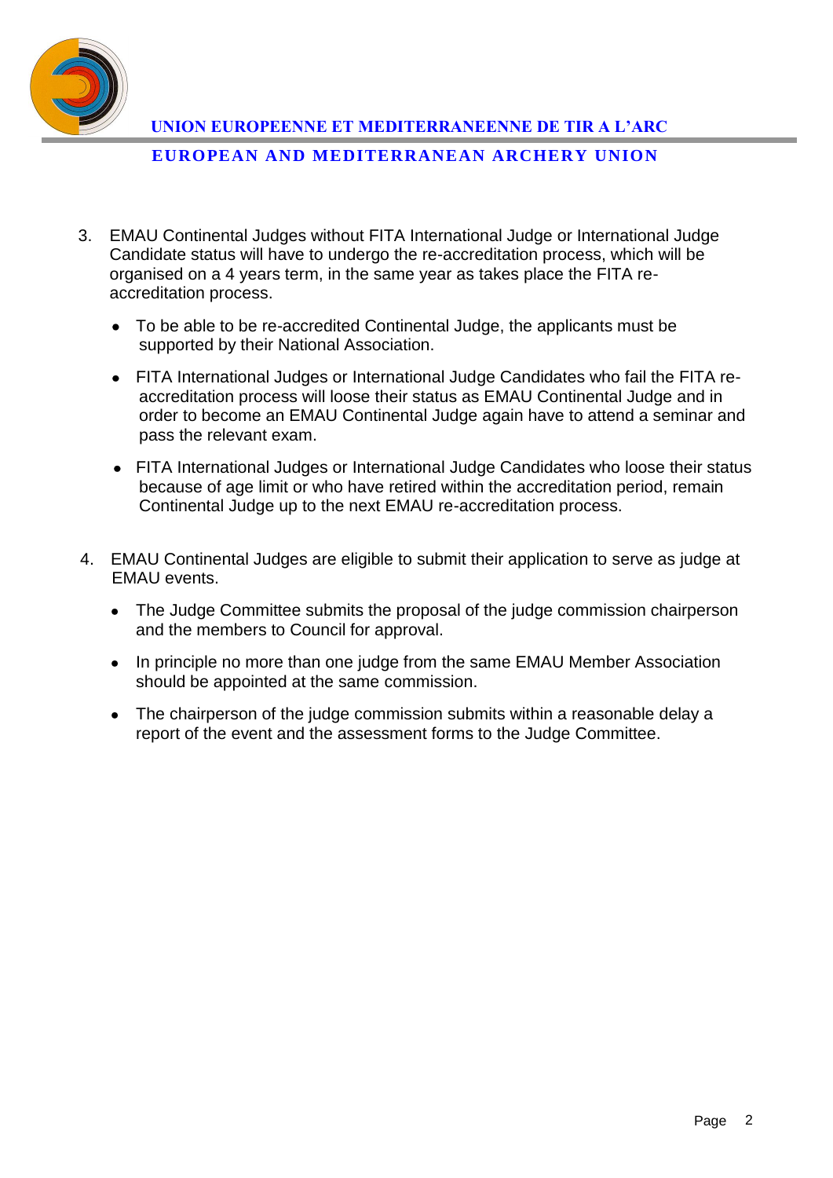3. EMAU Continental Judges without FITA International Judge or International Judge Candidate status will have to undergo the re-accreditation process, which will be organised on a 4 years term, in the same year as takes place the FITA re-accreditation process.

   - To be able to be re-accredited Continental Judge, the applicants must be supported by their National Association.
   - FITA International Judges or International Judge Candidates who fail the FITA re-accreditation process will loose their status as EMAU Continental Judge and in order to become an EMAU Continental Judge again have to attend a seminar and pass the relevant exam.
   - FITA International Judges or International Judge Candidates who loose their status because of age limit or who have retired within the accreditation period, remain Continental Judge up to the next EMAU re-accreditation process.

4. EMAU Continental Judges are eligible to submit their application to serve as judge at EMAU events.

   - The Judge Committee submits the proposal of the judge commission chairperson and the members to Council for approval.
   - In principle no more than one judge from the same EMAU Member Association should be appointed at the same commission.
   - The chairperson of the judge commission submits within a reasonable delay a report of the event and the assessment forms to the Judge Committee.